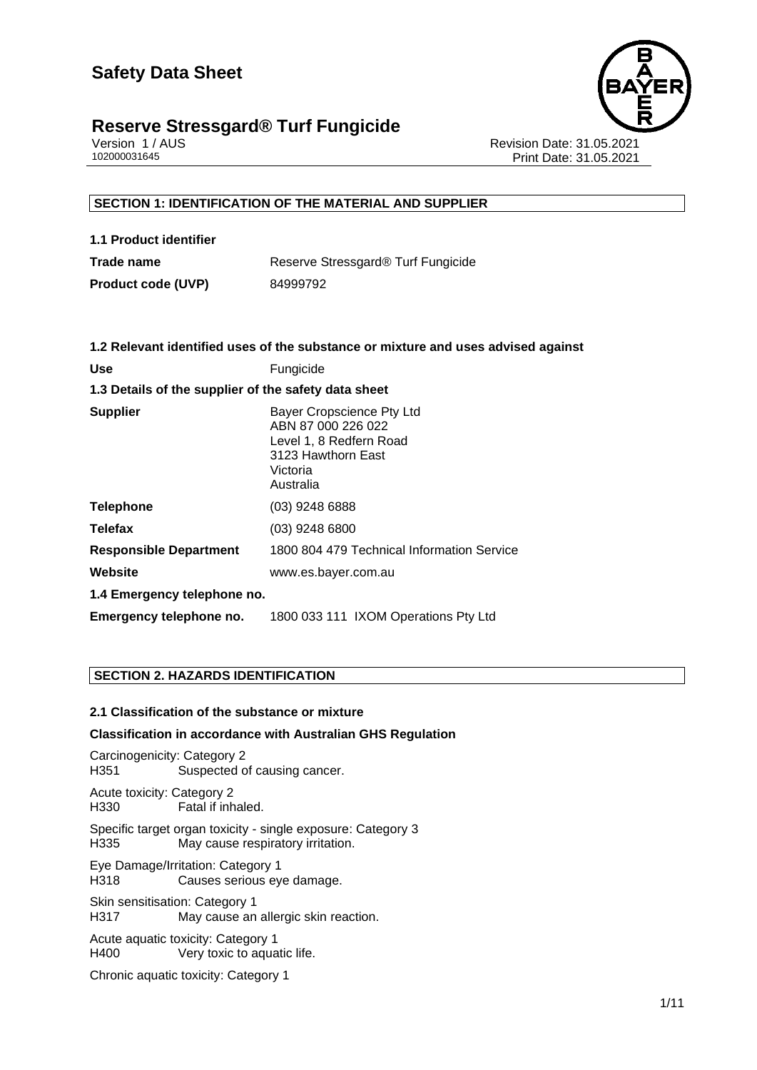# Safety Data Sheet

## Reserve Stressgard® Turf Fungicide

Version 1 / AUS
102000031645

Revision Date: 31.05.2021
Print Date: 31.05.2021

### SECTION 1: IDENTIFICATION OF THE MATERIAL AND SUPPLIER

**1.1 Product identifier**

| | |
|---|---|
| **Trade name** | Reserve Stressgard® Turf Fungicide |
| **Product code (UVP)** | 84999792 |

**1.2 Relevant identified uses of the substance or mixture and uses advised against**

| | |
|---|---|
| **Use** | Fungicide |

**1.3 Details of the supplier of the safety data sheet**

| | |
|---|---|
| **Supplier** | Bayer Cropscience Pty Ltd<br>ABN 87 000 226 022<br>Level 1, 8 Redfern Road<br>3123 Hawthorn East<br>Victoria<br>Australia |
| **Telephone** | (03) 9248 6888 |
| **Telefax** | (03) 9248 6800 |
| **Responsible Department** | 1800 804 479 Technical Information Service |
| **Website** | www.es.bayer.com.au |

**1.4 Emergency telephone no.**

| | |
|---|---|
| **Emergency telephone no.** | 1800 033 111 IXOM Operations Pty Ltd |

### SECTION 2. HAZARDS IDENTIFICATION

**2.1 Classification of the substance or mixture**

**Classification in accordance with Australian GHS Regulation**

Carcinogenicity: Category 2
H351 Suspected of causing cancer.

Acute toxicity: Category 2
H330 Fatal if inhaled.

Specific target organ toxicity - single exposure: Category 3
H335 May cause respiratory irritation.

Eye Damage/Irritation: Category 1
H318 Causes serious eye damage.

Skin sensitisation: Category 1
H317 May cause an allergic skin reaction.

Acute aquatic toxicity: Category 1
H400 Very toxic to aquatic life.

Chronic aquatic toxicity: Category 1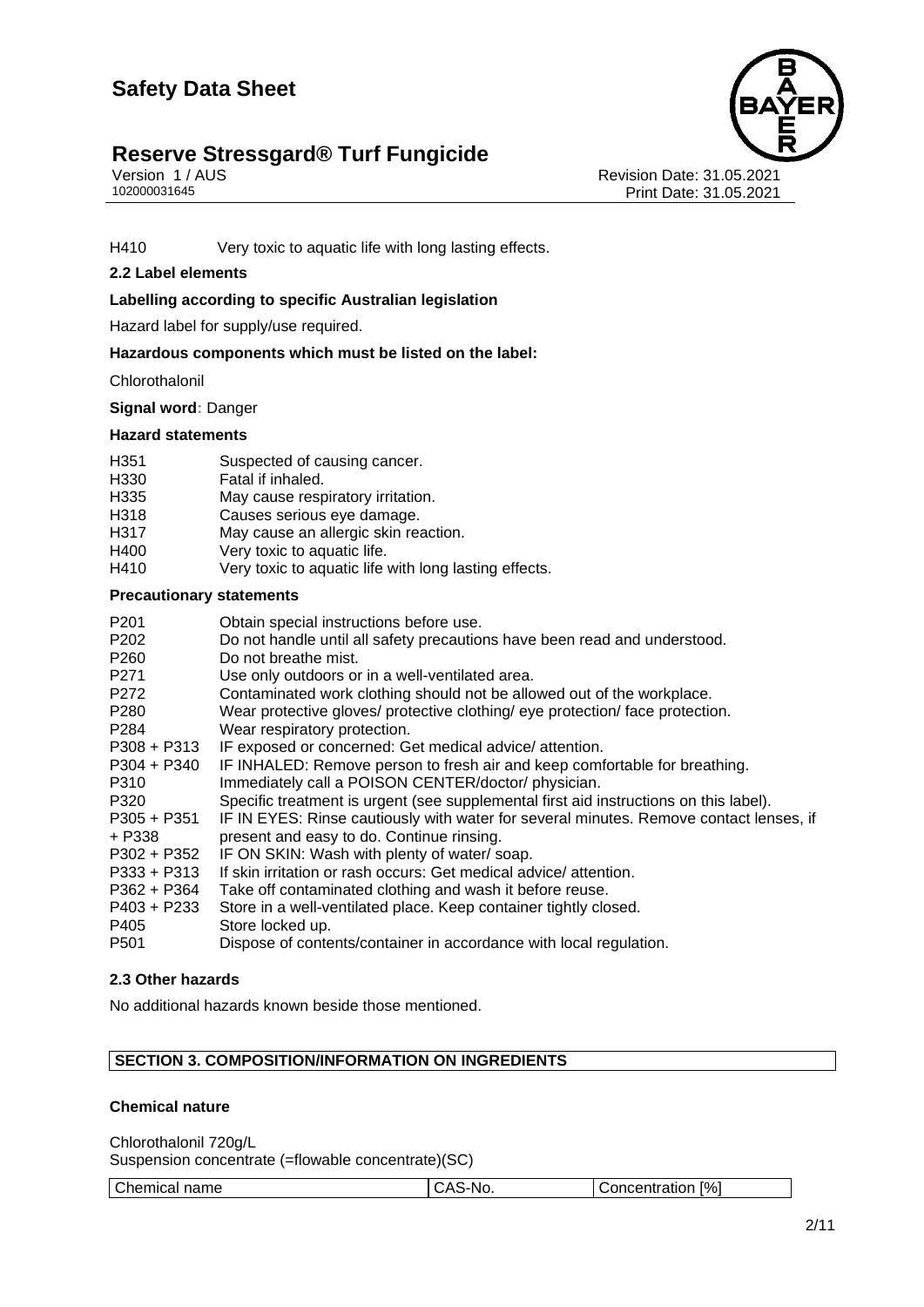H410 Very toxic to aquatic life with long lasting effects.

**2.2 Label elements**

**Labelling according to specific Australian legislation**

Hazard label for supply/use required.

**Hazardous components which must be listed on the label:**

Chlorothalonil

**Signal word:** Danger

**Hazard statements**

| | |
|---|---|
| H351 | Suspected of causing cancer. |
| H330 | Fatal if inhaled. |
| H335 | May cause respiratory irritation. |
| H318 | Causes serious eye damage. |
| H317 | May cause an allergic skin reaction. |
| H400 | Very toxic to aquatic life. |
| H410 | Very toxic to aquatic life with long lasting effects. |

**Precautionary statements**

| | |
|---|---|
| P201 | Obtain special instructions before use. |
| P202 | Do not handle until all safety precautions have been read and understood. |
| P260 | Do not breathe mist. |
| P271 | Use only outdoors or in a well-ventilated area. |
| P272 | Contaminated work clothing should not be allowed out of the workplace. |
| P280 | Wear protective gloves/ protective clothing/ eye protection/ face protection. |
| P284 | Wear respiratory protection. |
| P308 + P313 | IF exposed or concerned: Get medical advice/ attention. |
| P304 + P340 | IF INHALED: Remove person to fresh air and keep comfortable for breathing. |
| P310 | Immediately call a POISON CENTER/doctor/ physician. |
| P320 | Specific treatment is urgent (see supplemental first aid instructions on this label). |
| P305 + P351 + P338 | IF IN EYES: Rinse cautiously with water for several minutes. Remove contact lenses, if present and easy to do. Continue rinsing. |
| P302 + P352 | IF ON SKIN: Wash with plenty of water/ soap. |
| P333 + P313 | If skin irritation or rash occurs: Get medical advice/ attention. |
| P362 + P364 | Take off contaminated clothing and wash it before reuse. |
| P403 + P233 | Store in a well-ventilated place. Keep container tightly closed. |
| P405 | Store locked up. |
| P501 | Dispose of contents/container in accordance with local regulation. |

**2.3 Other hazards**

No additional hazards known beside those mentioned.

## SECTION 3. COMPOSITION/INFORMATION ON INGREDIENTS

**Chemical nature**

Chlorothalonil 720g/L
Suspension concentrate (=flowable concentrate)(SC)

| Chemical name | CAS-No. | Concentration [%] |
|---|---|---|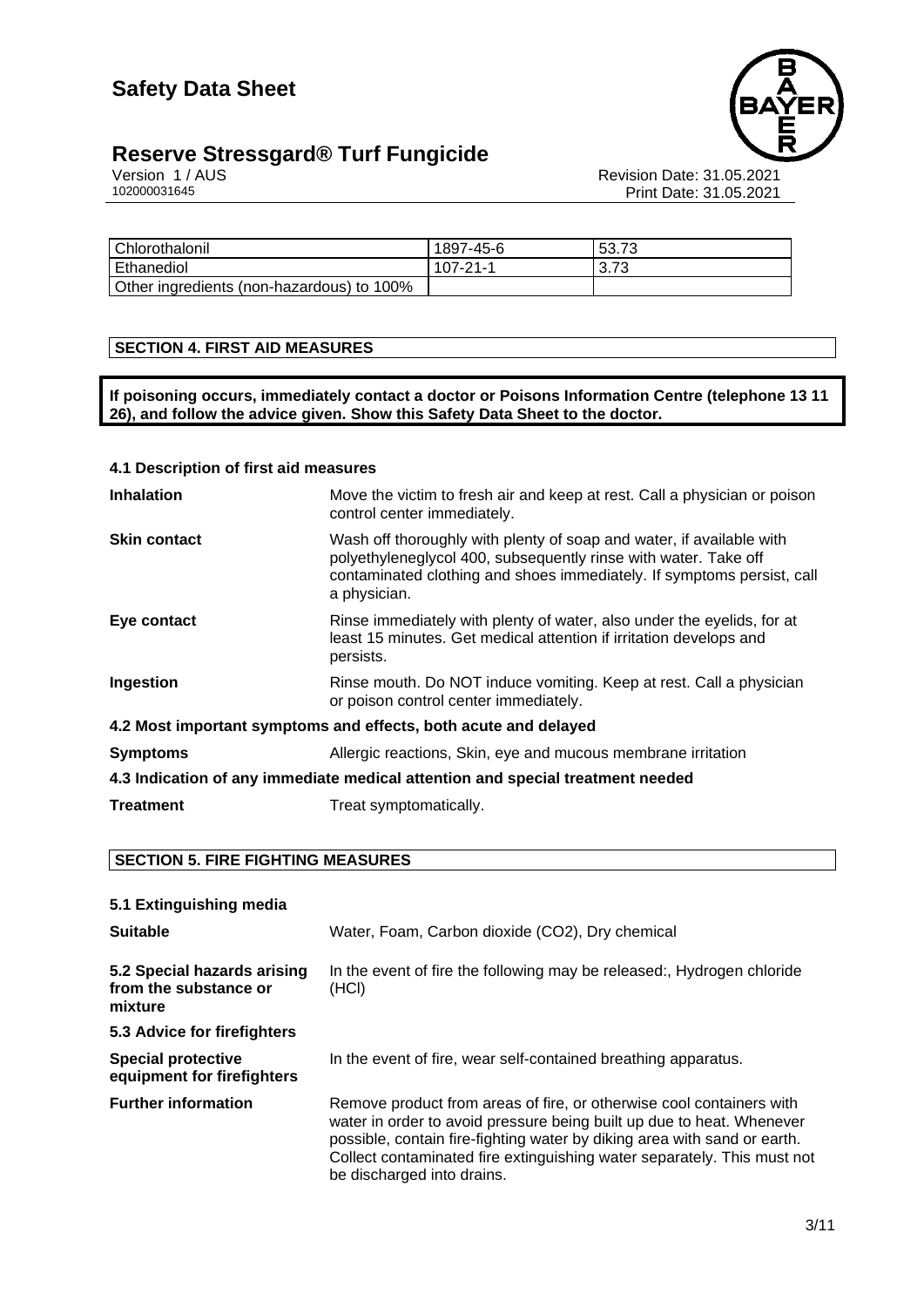| Chlorothalonil | 1897-45-6 | 53.73 |
|---|---|---|
| Ethanediol | 107-21-1 | 3.73 |
| Other ingredients (non-hazardous) to 100% | | |

## SECTION 4. FIRST AID MEASURES

**If poisoning occurs, immediately contact a doctor or Poisons Information Centre (telephone 13 11 26), and follow the advice given. Show this Safety Data Sheet to the doctor.**

### 4.1 Description of first aid measures

**Inhalation** — Move the victim to fresh air and keep at rest. Call a physician or poison control center immediately.

**Skin contact** — Wash off thoroughly with plenty of soap and water, if available with polyethyleneglycol 400, subsequently rinse with water. Take off contaminated clothing and shoes immediately. If symptoms persist, call a physician.

**Eye contact** — Rinse immediately with plenty of water, also under the eyelids, for at least 15 minutes. Get medical attention if irritation develops and persists.

**Ingestion** — Rinse mouth. Do NOT induce vomiting. Keep at rest. Call a physician or poison control center immediately.

### 4.2 Most important symptoms and effects, both acute and delayed

**Symptoms** — Allergic reactions, Skin, eye and mucous membrane irritation

### 4.3 Indication of any immediate medical attention and special treatment needed

**Treatment** — Treat symptomatically.

## SECTION 5. FIRE FIGHTING MEASURES

### 5.1 Extinguishing media

**Suitable** — Water, Foam, Carbon dioxide (CO2), Dry chemical

**5.2 Special hazards arising from the substance or mixture** — In the event of fire the following may be released:, Hydrogen chloride (HCl)

### 5.3 Advice for firefighters

**Special protective equipment for firefighters** — In the event of fire, wear self-contained breathing apparatus.

**Further information** — Remove product from areas of fire, or otherwise cool containers with water in order to avoid pressure being built up due to heat. Whenever possible, contain fire-fighting water by diking area with sand or earth. Collect contaminated fire extinguishing water separately. This must not be discharged into drains.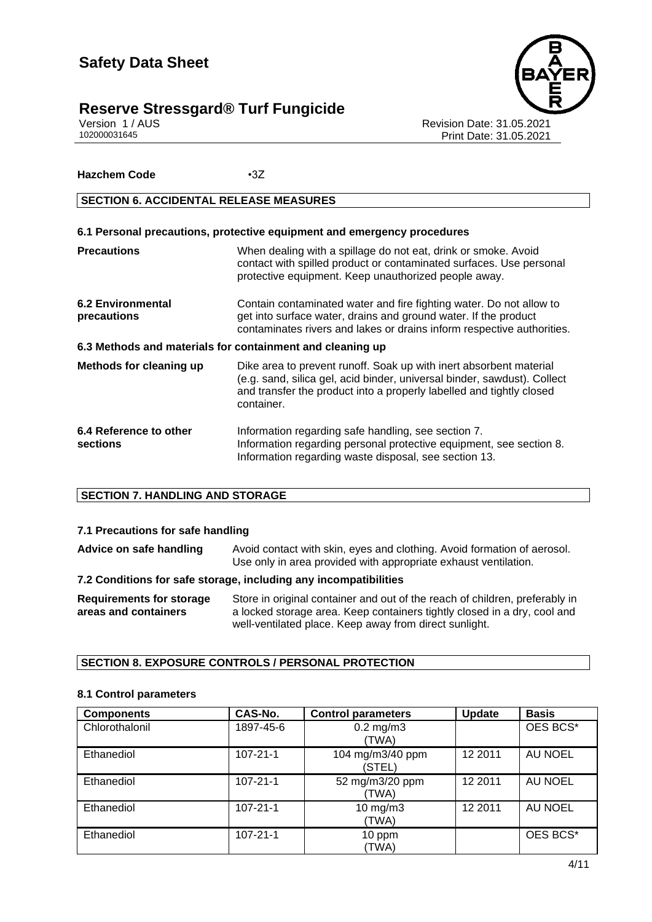**Hazchem Code** •3Z

## SECTION 6. ACCIDENTAL RELEASE MEASURES

### 6.1 Personal precautions, protective equipment and emergency procedures

**Precautions** When dealing with a spillage do not eat, drink or smoke. Avoid contact with spilled product or contaminated surfaces. Use personal protective equipment. Keep unauthorized people away.

**6.2 Environmental precautions** Contain contaminated water and fire fighting water. Do not allow to get into surface water, drains and ground water. If the product contaminates rivers and lakes or drains inform respective authorities.

### 6.3 Methods and materials for containment and cleaning up

**Methods for cleaning up** Dike area to prevent runoff. Soak up with inert absorbent material (e.g. sand, silica gel, acid binder, universal binder, sawdust). Collect and transfer the product into a properly labelled and tightly closed container.

**6.4 Reference to other sections** Information regarding safe handling, see section 7. Information regarding personal protective equipment, see section 8. Information regarding waste disposal, see section 13.

## SECTION 7. HANDLING AND STORAGE

### 7.1 Precautions for safe handling

**Advice on safe handling** Avoid contact with skin, eyes and clothing. Avoid formation of aerosol. Use only in area provided with appropriate exhaust ventilation.

### 7.2 Conditions for safe storage, including any incompatibilities

**Requirements for storage areas and containers** Store in original container and out of the reach of children, preferably in a locked storage area. Keep containers tightly closed in a dry, cool and well-ventilated place. Keep away from direct sunlight.

## SECTION 8. EXPOSURE CONTROLS / PERSONAL PROTECTION

### 8.1 Control parameters

| Components | CAS-No. | Control parameters | Update | Basis |
|---|---|---|---|---|
| Chlorothalonil | 1897-45-6 | 0.2 mg/m3 (TWA) | | OES BCS* |
| Ethanediol | 107-21-1 | 104 mg/m3/40 ppm (STEL) | 12 2011 | AU NOEL |
| Ethanediol | 107-21-1 | 52 mg/m3/20 ppm (TWA) | 12 2011 | AU NOEL |
| Ethanediol | 107-21-1 | 10 mg/m3 (TWA) | 12 2011 | AU NOEL |
| Ethanediol | 107-21-1 | 10 ppm (TWA) | | OES BCS* |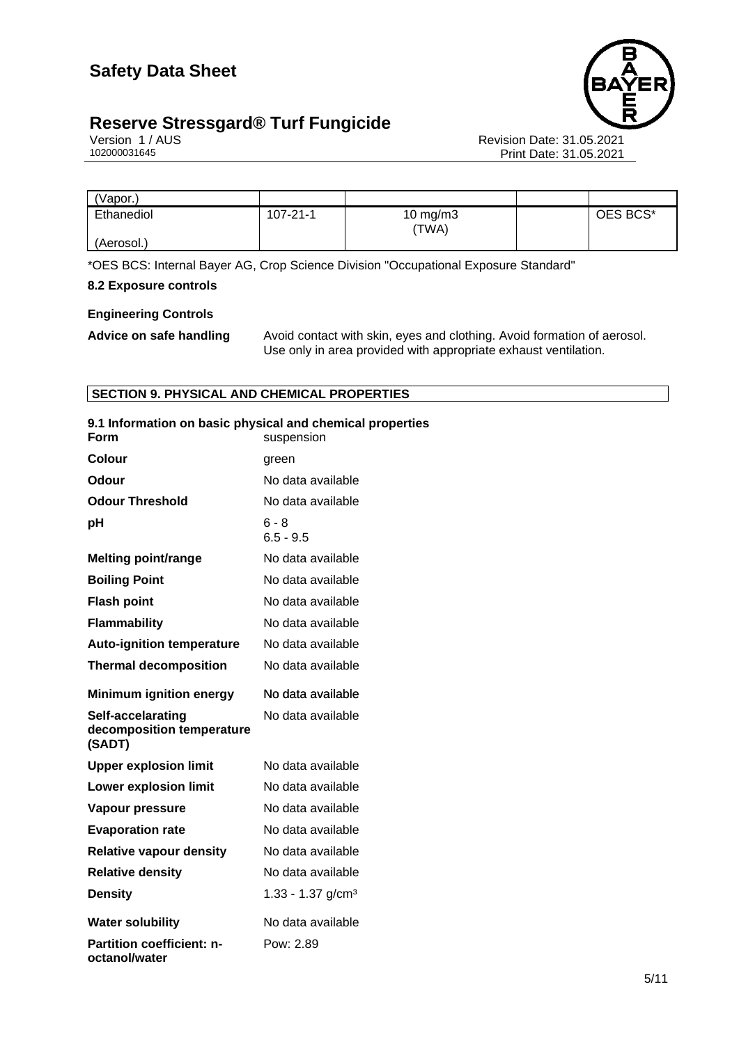| (Vapor.) | | | | |
|---|---|---|---|---|
| Ethanediol<br><br>(Aerosol.) | 107-21-1 | 10 mg/m3<br>(TWA) | | OES BCS* |

*OES BCS: Internal Bayer AG, Crop Science Division "Occupational Exposure Standard"

**8.2 Exposure controls**

**Engineering Controls**

**Advice on safe handling** Avoid contact with skin, eyes and clothing. Avoid formation of aerosol. Use only in area provided with appropriate exhaust ventilation.

## SECTION 9. PHYSICAL AND CHEMICAL PROPERTIES

**9.1 Information on basic physical and chemical properties**

| | |
|---|---|
| **Form** | suspension |
| **Colour** | green |
| **Odour** | No data available |
| **Odour Threshold** | No data available |
| **pH** | 6 - 8<br>6.5 - 9.5 |
| **Melting point/range** | No data available |
| **Boiling Point** | No data available |
| **Flash point** | No data available |
| **Flammability** | No data available |
| **Auto-ignition temperature** | No data available |
| **Thermal decomposition** | No data available |
| **Minimum ignition energy** | No data available |
| **Self-accelarating decomposition temperature (SADT)** | No data available |
| **Upper explosion limit** | No data available |
| **Lower explosion limit** | No data available |
| **Vapour pressure** | No data available |
| **Evaporation rate** | No data available |
| **Relative vapour density** | No data available |
| **Relative density** | No data available |
| **Density** | 1.33 - 1.37 g/cm³ |
| **Water solubility** | No data available |
| **Partition coefficient: n-octanol/water** | Pow: 2.89 |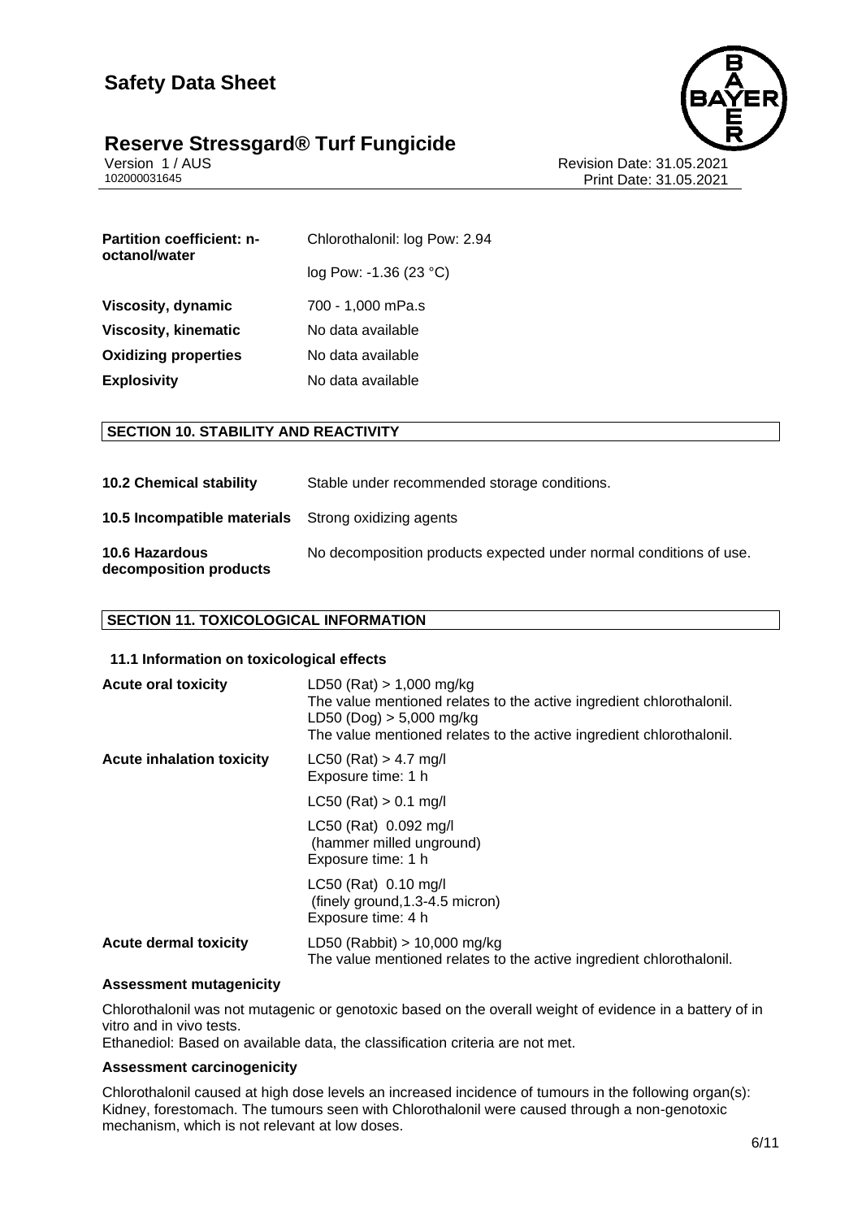| | |
|---|---|
| **Partition coefficient: n-octanol/water** | Chlorothalonil: log Pow: 2.94 |
| | log Pow: -1.36 (23 °C) |
| **Viscosity, dynamic** | 700 - 1,000 mPa.s |
| **Viscosity, kinematic** | No data available |
| **Oxidizing properties** | No data available |
| **Explosivity** | No data available |

## SECTION 10. STABILITY AND REACTIVITY

| | |
|---|---|
| **10.2 Chemical stability** | Stable under recommended storage conditions. |
| **10.5 Incompatible materials** | Strong oxidizing agents |
| **10.6 Hazardous decomposition products** | No decomposition products expected under normal conditions of use. |

## SECTION 11. TOXICOLOGICAL INFORMATION

### 11.1 Information on toxicological effects

| | |
|---|---|
| **Acute oral toxicity** | LD50 (Rat) > 1,000 mg/kg<br>The value mentioned relates to the active ingredient chlorothalonil.<br>LD50 (Dog) > 5,000 mg/kg<br>The value mentioned relates to the active ingredient chlorothalonil. |
| **Acute inhalation toxicity** | LC50 (Rat) > 4.7 mg/l<br>Exposure time: 1 h |
| | LC50 (Rat) > 0.1 mg/l |
| | LC50 (Rat) 0.092 mg/l<br>(hammer milled unground)<br>Exposure time: 1 h |
| | LC50 (Rat) 0.10 mg/l<br>(finely ground,1.3-4.5 micron)<br>Exposure time: 4 h |
| **Acute dermal toxicity** | LD50 (Rabbit) > 10,000 mg/kg<br>The value mentioned relates to the active ingredient chlorothalonil. |

**Assessment mutagenicity**

Chlorothalonil was not mutagenic or genotoxic based on the overall weight of evidence in a battery of in vitro and in vivo tests.
Ethanediol: Based on available data, the classification criteria are not met.

**Assessment carcinogenicity**

Chlorothalonil caused at high dose levels an increased incidence of tumours in the following organ(s): Kidney, forestomach. The tumours seen with Chlorothalonil were caused through a non-genotoxic mechanism, which is not relevant at low doses.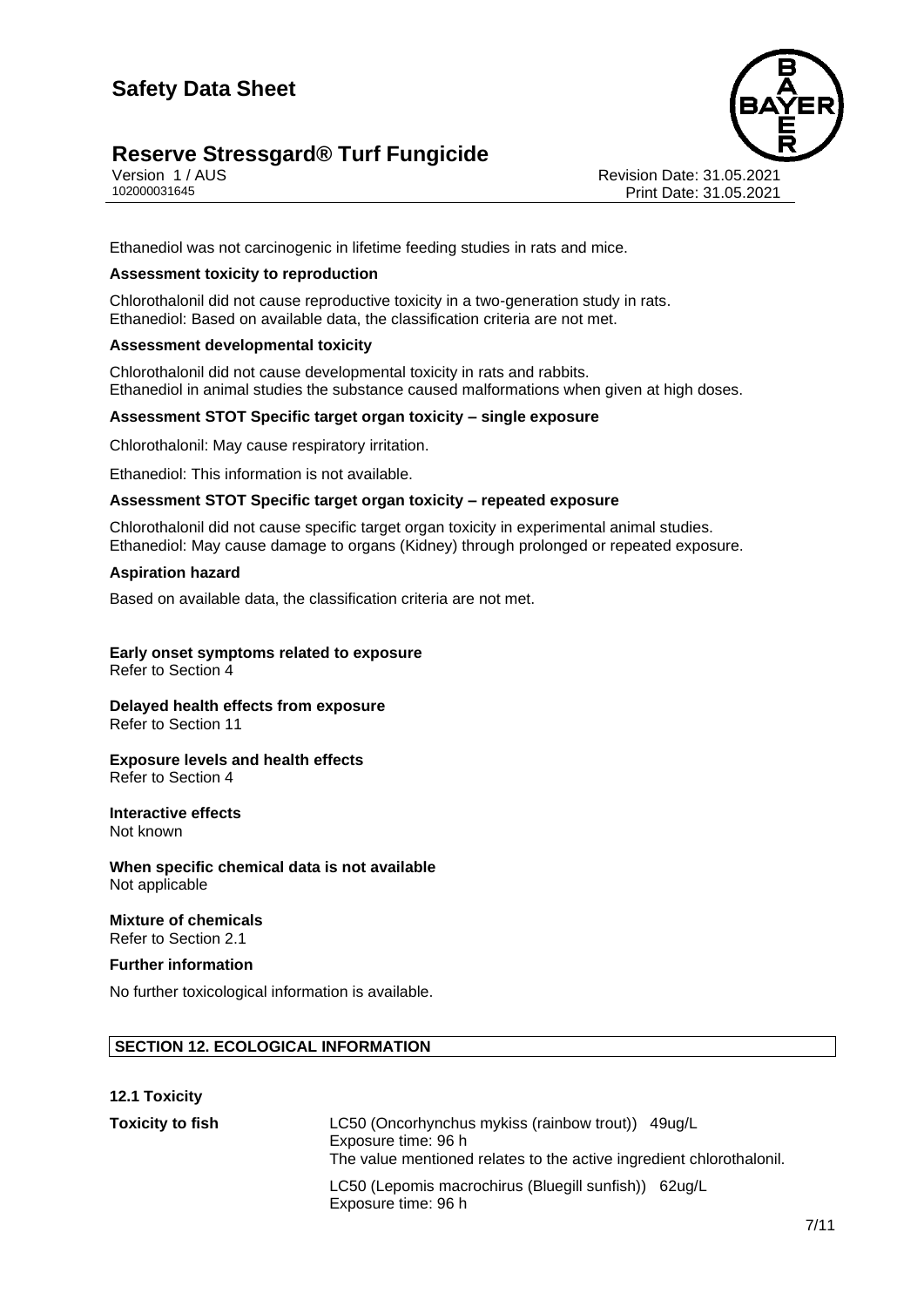Ethanediol was not carcinogenic in lifetime feeding studies in rats and mice.

**Assessment toxicity to reproduction**

Chlorothalonil did not cause reproductive toxicity in a two-generation study in rats.
Ethanediol: Based on available data, the classification criteria are not met.

**Assessment developmental toxicity**

Chlorothalonil did not cause developmental toxicity in rats and rabbits.
Ethanediol in animal studies the substance caused malformations when given at high doses.

**Assessment STOT Specific target organ toxicity – single exposure**

Chlorothalonil: May cause respiratory irritation.

Ethanediol: This information is not available.

**Assessment STOT Specific target organ toxicity – repeated exposure**

Chlorothalonil did not cause specific target organ toxicity in experimental animal studies.
Ethanediol: May cause damage to organs (Kidney) through prolonged or repeated exposure.

**Aspiration hazard**

Based on available data, the classification criteria are not met.

**Early onset symptoms related to exposure**
Refer to Section 4

**Delayed health effects from exposure**
Refer to Section 11

**Exposure levels and health effects**
Refer to Section 4

**Interactive effects**
Not known

**When specific chemical data is not available**
Not applicable

**Mixture of chemicals**
Refer to Section 2.1

**Further information**

No further toxicological information is available.

## SECTION 12. ECOLOGICAL INFORMATION

**12.1 Toxicity**

**Toxicity to fish**

LC50 (Oncorhynchus mykiss (rainbow trout)) 49ug/L
Exposure time: 96 h
The value mentioned relates to the active ingredient chlorothalonil.

LC50 (Lepomis macrochirus (Bluegill sunfish)) 62ug/L
Exposure time: 96 h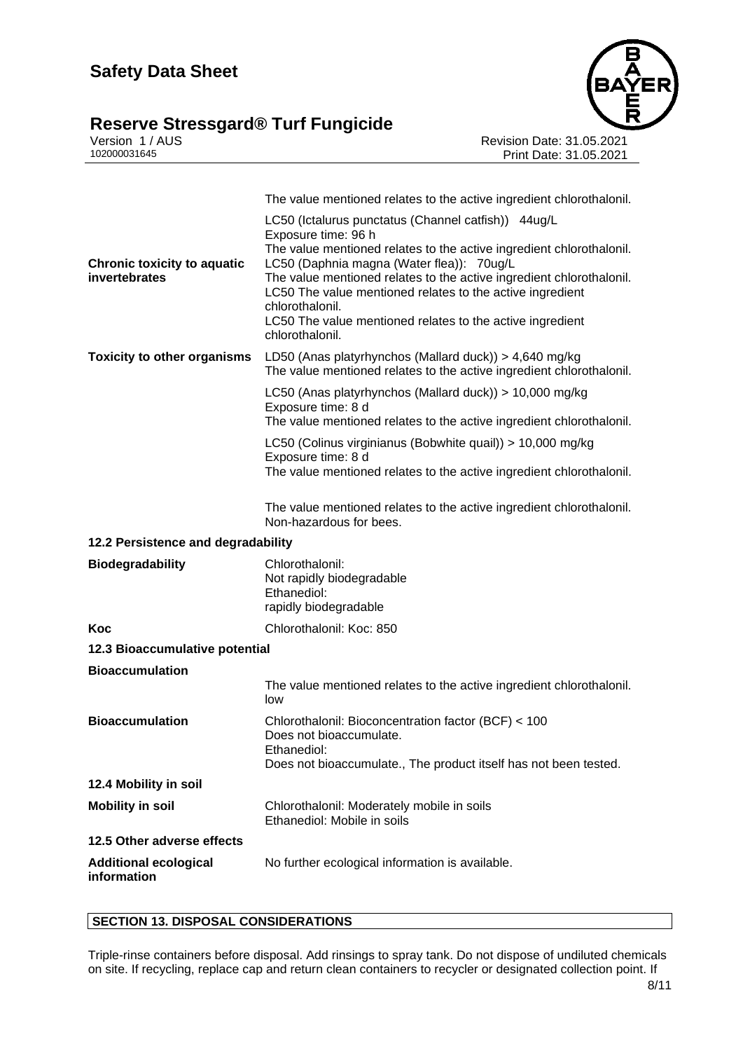The value mentioned relates to the active ingredient chlorothalonil.

LC50 (Ictalurus punctatus (Channel catfish)) 44ug/L
Exposure time: 96 h
The value mentioned relates to the active ingredient chlorothalonil.

| | |
|---|---|
| **Chronic toxicity to aquatic invertebrates** | LC50 (Daphnia magna (Water flea)): 70ug/L<br>The value mentioned relates to the active ingredient chlorothalonil.<br>LC50 The value mentioned relates to the active ingredient chlorothalonil.<br>LC50 The value mentioned relates to the active ingredient chlorothalonil. |
| **Toxicity to other organisms** | LD50 (Anas platyrhynchos (Mallard duck)) > 4,640 mg/kg<br>The value mentioned relates to the active ingredient chlorothalonil. |
| | LC50 (Anas platyrhynchos (Mallard duck)) > 10,000 mg/kg<br>Exposure time: 8 d<br>The value mentioned relates to the active ingredient chlorothalonil. |
| | LC50 (Colinus virginianus (Bobwhite quail)) > 10,000 mg/kg<br>Exposure time: 8 d<br>The value mentioned relates to the active ingredient chlorothalonil. |
| | The value mentioned relates to the active ingredient chlorothalonil.<br>Non-hazardous for bees. |

**12.2 Persistence and degradability**

| | |
|---|---|
| **Biodegradability** | Chlorothalonil:<br>Not rapidly biodegradable<br>Ethanediol:<br>rapidly biodegradable |
| **Koc** | Chlorothalonil: Koc: 850 |

**12.3 Bioaccumulative potential**

| | |
|---|---|
| **Bioaccumulation** | The value mentioned relates to the active ingredient chlorothalonil.<br>low |
| **Bioaccumulation** | Chlorothalonil: Bioconcentration factor (BCF) < 100<br>Does not bioaccumulate.<br>Ethanediol:<br>Does not bioaccumulate., The product itself has not been tested. |

**12.4 Mobility in soil**

| | |
|---|---|
| **Mobility in soil** | Chlorothalonil: Moderately mobile in soils<br>Ethanediol: Mobile in soils |

**12.5 Other adverse effects**

| | |
|---|---|
| **Additional ecological information** | No further ecological information is available. |

## SECTION 13. DISPOSAL CONSIDERATIONS

Triple-rinse containers before disposal. Add rinsings to spray tank. Do not dispose of undiluted chemicals on site. If recycling, replace cap and return clean containers to recycler or designated collection point. If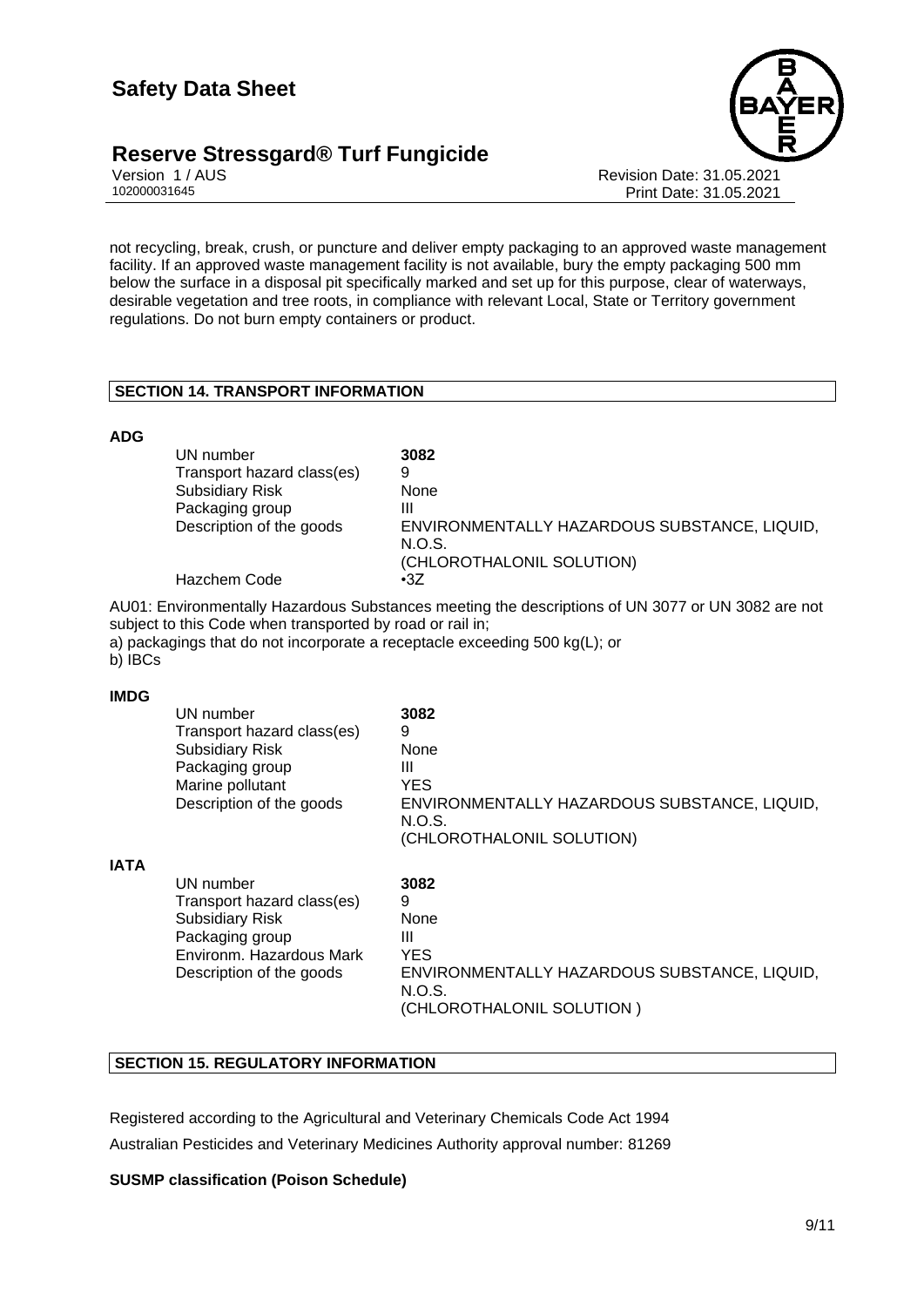not recycling, break, crush, or puncture and deliver empty packaging to an approved waste management facility. If an approved waste management facility is not available, bury the empty packaging 500 mm below the surface in a disposal pit specifically marked and set up for this purpose, clear of waterways, desirable vegetation and tree roots, in compliance with relevant Local, State or Territory government regulations. Do not burn empty containers or product.

## SECTION 14. TRANSPORT INFORMATION

**ADG**

| | |
|---|---|
| UN number | **3082** |
| Transport hazard class(es) | 9 |
| Subsidiary Risk | None |
| Packaging group | III |
| Description of the goods | ENVIRONMENTALLY HAZARDOUS SUBSTANCE, LIQUID, N.O.S. (CHLOROTHALONIL SOLUTION) |
| Hazchem Code | •3Z |

AU01: Environmentally Hazardous Substances meeting the descriptions of UN 3077 or UN 3082 are not subject to this Code when transported by road or rail in;
a) packagings that do not incorporate a receptacle exceeding 500 kg(L); or
b) IBCs

**IMDG**

| | |
|---|---|
| UN number | **3082** |
| Transport hazard class(es) | 9 |
| Subsidiary Risk | None |
| Packaging group | III |
| Marine pollutant | YES |
| Description of the goods | ENVIRONMENTALLY HAZARDOUS SUBSTANCE, LIQUID, N.O.S. (CHLOROTHALONIL SOLUTION) |

**IATA**

| | |
|---|---|
| UN number | **3082** |
| Transport hazard class(es) | 9 |
| Subsidiary Risk | None |
| Packaging group | III |
| Environm. Hazardous Mark | YES |
| Description of the goods | ENVIRONMENTALLY HAZARDOUS SUBSTANCE, LIQUID, N.O.S. (CHLOROTHALONIL SOLUTION ) |

## SECTION 15. REGULATORY INFORMATION

Registered according to the Agricultural and Veterinary Chemicals Code Act 1994

Australian Pesticides and Veterinary Medicines Authority approval number: 81269

**SUSMP classification (Poison Schedule)**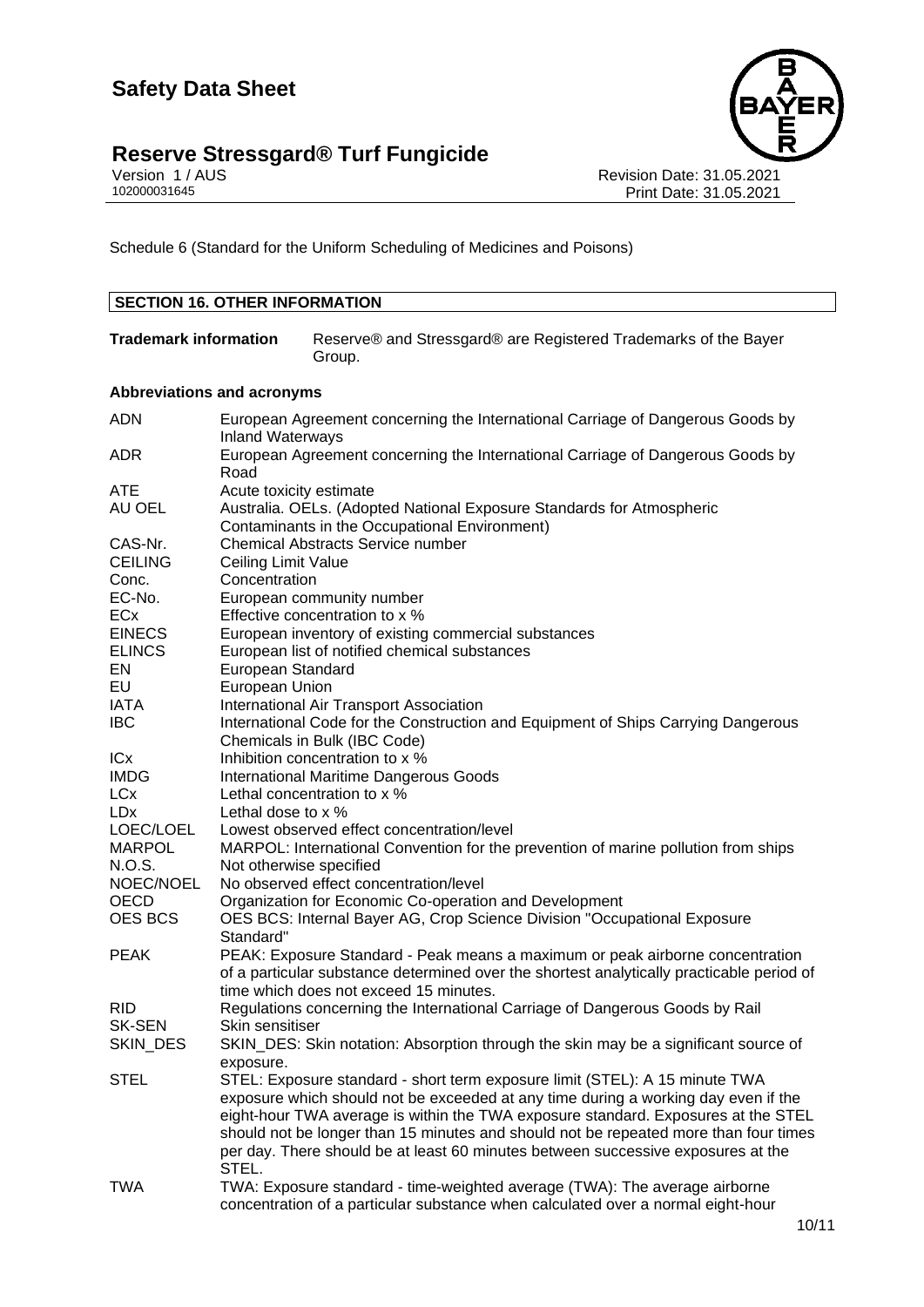Schedule 6 (Standard for the Uniform Scheduling of Medicines and Poisons)

## SECTION 16. OTHER INFORMATION

**Trademark information** Reserve® and Stressgard® are Registered Trademarks of the Bayer Group.

**Abbreviations and acronyms**

| | |
|---|---|
| ADN | European Agreement concerning the International Carriage of Dangerous Goods by Inland Waterways |
| ADR | European Agreement concerning the International Carriage of Dangerous Goods by Road |
| ATE | Acute toxicity estimate |
| AU OEL | Australia. OELs. (Adopted National Exposure Standards for Atmospheric Contaminants in the Occupational Environment) |
| CAS-Nr. | Chemical Abstracts Service number |
| CEILING | Ceiling Limit Value |
| Conc. | Concentration |
| EC-No. | European community number |
| ECx | Effective concentration to x % |
| EINECS | European inventory of existing commercial substances |
| ELINCS | European list of notified chemical substances |
| EN | European Standard |
| EU | European Union |
| IATA | International Air Transport Association |
| IBC | International Code for the Construction and Equipment of Ships Carrying Dangerous Chemicals in Bulk (IBC Code) |
| ICx | Inhibition concentration to x % |
| IMDG | International Maritime Dangerous Goods |
| LCx | Lethal concentration to x % |
| LDx | Lethal dose to x % |
| LOEC/LOEL | Lowest observed effect concentration/level |
| MARPOL | MARPOL: International Convention for the prevention of marine pollution from ships |
| N.O.S. | Not otherwise specified |
| NOEC/NOEL | No observed effect concentration/level |
| OECD | Organization for Economic Co-operation and Development |
| OES BCS | OES BCS: Internal Bayer AG, Crop Science Division "Occupational Exposure Standard" |
| PEAK | PEAK: Exposure Standard - Peak means a maximum or peak airborne concentration of a particular substance determined over the shortest analytically practicable period of time which does not exceed 15 minutes. |
| RID | Regulations concerning the International Carriage of Dangerous Goods by Rail |
| SK-SEN | Skin sensitiser |
| SKIN_DES | SKIN_DES: Skin notation: Absorption through the skin may be a significant source of exposure. |
| STEL | STEL: Exposure standard - short term exposure limit (STEL): A 15 minute TWA exposure which should not be exceeded at any time during a working day even if the eight-hour TWA average is within the TWA exposure standard. Exposures at the STEL should not be longer than 15 minutes and should not be repeated more than four times per day. There should be at least 60 minutes between successive exposures at the STEL. |
| TWA | TWA: Exposure standard - time-weighted average (TWA): The average airborne concentration of a particular substance when calculated over a normal eight-hour |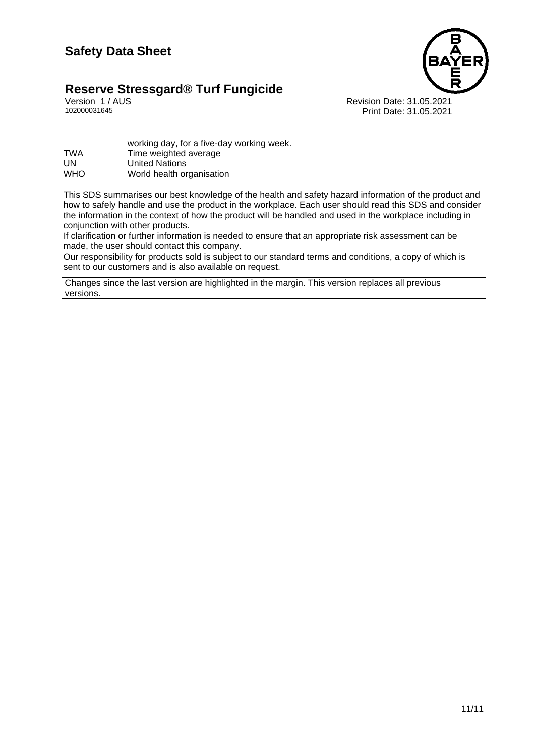| | |
|---|---|
| | working day, for a five-day working week. |
| TWA | Time weighted average |
| UN | United Nations |
| WHO | World health organisation |

This SDS summarises our best knowledge of the health and safety hazard information of the product and how to safely handle and use the product in the workplace. Each user should read this SDS and consider the information in the context of how the product will be handled and used in the workplace including in conjunction with other products.
If clarification or further information is needed to ensure that an appropriate risk assessment can be made, the user should contact this company.
Our responsibility for products sold is subject to our standard terms and conditions, a copy of which is sent to our customers and is also available on request.

Changes since the last version are highlighted in the margin. This version replaces all previous versions.